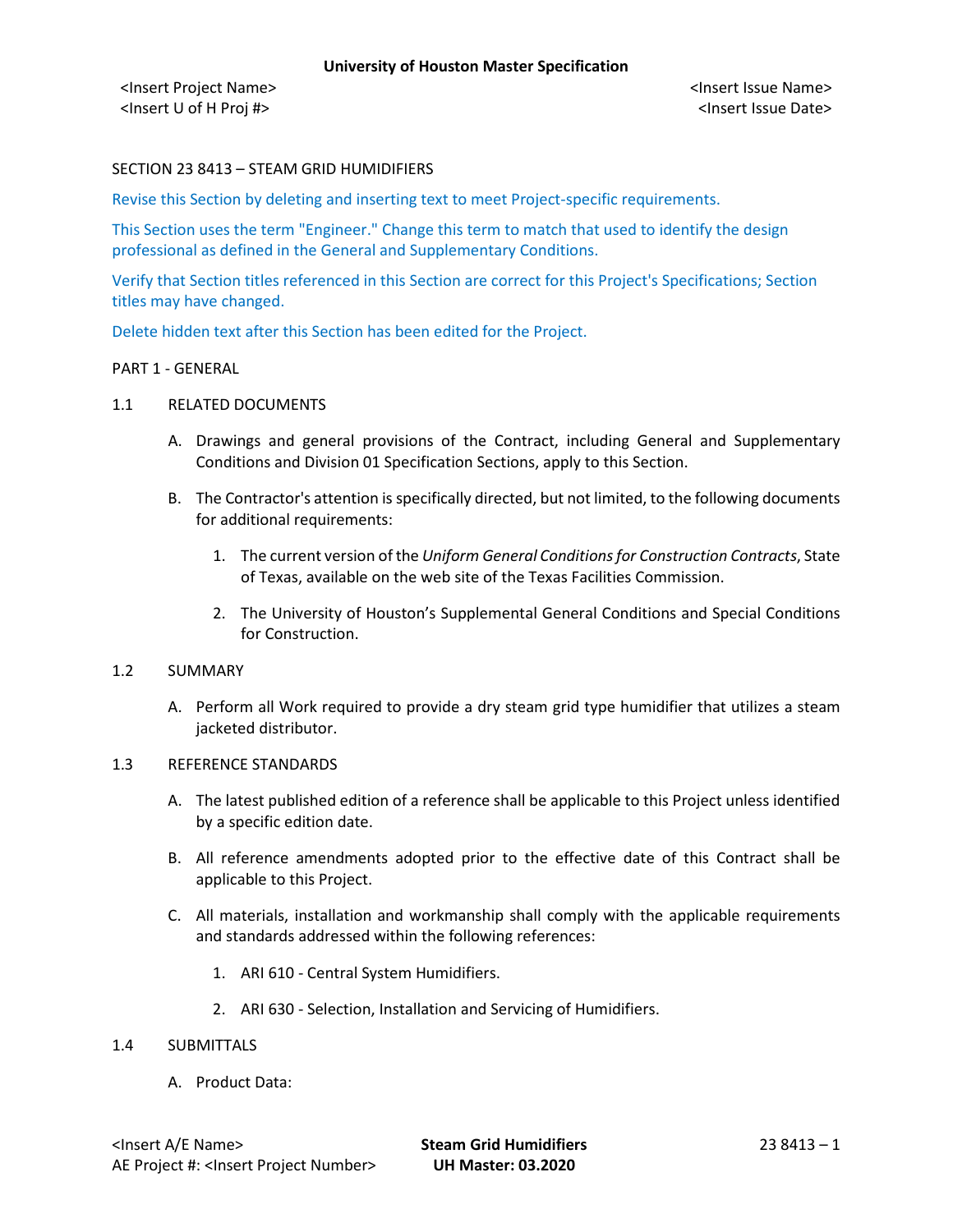SECTION 23 8413 – STEAM GRID HUMIDIFIERS

Revise this Section by deleting and inserting text to meet Project-specific requirements.

This Section uses the term "Engineer." Change this term to match that used to identify the design professional as defined in the General and Supplementary Conditions.

Verify that Section titles referenced in this Section are correct for this Project's Specifications; Section titles may have changed.

Delete hidden text after this Section has been edited for the Project.

## PART 1 - GENERAL

### 1.1 RELATED DOCUMENTS

A. Drawings and general provisions of the Contract, including General and Supplementary Conditions and Division 01 Specification Sections, apply to this Section.

B. The Contractor's attention is specifically directed, but not limited, to the following documents for additional requirements:

1. The current version of the *Uniform General Conditions for Construction Contracts*, State of Texas, available on the web site of the Texas Facilities Commission.
2. The University of Houston's Supplemental General Conditions and Special Conditions for Construction.

### 1.2 SUMMARY

A. Perform all Work required to provide a dry steam grid type humidifier that utilizes a steam jacketed distributor.

### 1.3 REFERENCE STANDARDS

A. The latest published edition of a reference shall be applicable to this Project unless identified by a specific edition date.

B. All reference amendments adopted prior to the effective date of this Contract shall be applicable to this Project.

C. All materials, installation and workmanship shall comply with the applicable requirements and standards addressed within the following references:

1. ARI 610 - Central System Humidifiers.
2. ARI 630 - Selection, Installation and Servicing of Humidifiers.

### 1.4 SUBMITTALS

A. Product Data: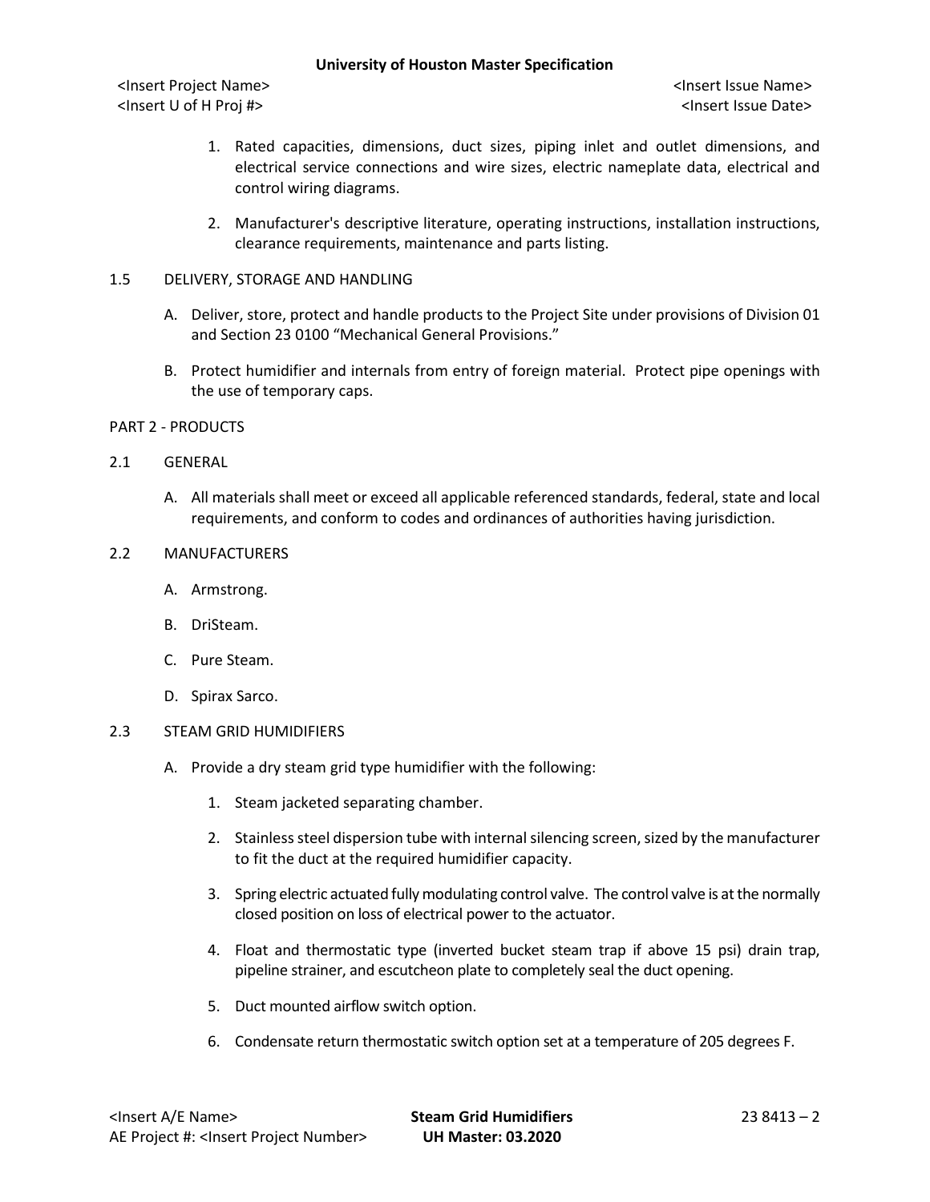1. Rated capacities, dimensions, duct sizes, piping inlet and outlet dimensions, and electrical service connections and wire sizes, electric nameplate data, electrical and control wiring diagrams.

2. Manufacturer's descriptive literature, operating instructions, installation instructions, clearance requirements, maintenance and parts listing.

1.5 DELIVERY, STORAGE AND HANDLING

A. Deliver, store, protect and handle products to the Project Site under provisions of Division 01 and Section 23 0100 "Mechanical General Provisions."

B. Protect humidifier and internals from entry of foreign material. Protect pipe openings with the use of temporary caps.

PART 2 - PRODUCTS

2.1 GENERAL

A. All materials shall meet or exceed all applicable referenced standards, federal, state and local requirements, and conform to codes and ordinances of authorities having jurisdiction.

2.2 MANUFACTURERS

A. Armstrong.

B. DriSteam.

C. Pure Steam.

D. Spirax Sarco.

2.3 STEAM GRID HUMIDIFIERS

A. Provide a dry steam grid type humidifier with the following:

1. Steam jacketed separating chamber.

2. Stainless steel dispersion tube with internal silencing screen, sized by the manufacturer to fit the duct at the required humidifier capacity.

3. Spring electric actuated fully modulating control valve. The control valve is at the normally closed position on loss of electrical power to the actuator.

4. Float and thermostatic type (inverted bucket steam trap if above 15 psi) drain trap, pipeline strainer, and escutcheon plate to completely seal the duct opening.

5. Duct mounted airflow switch option.

6. Condensate return thermostatic switch option set at a temperature of 205 degrees F.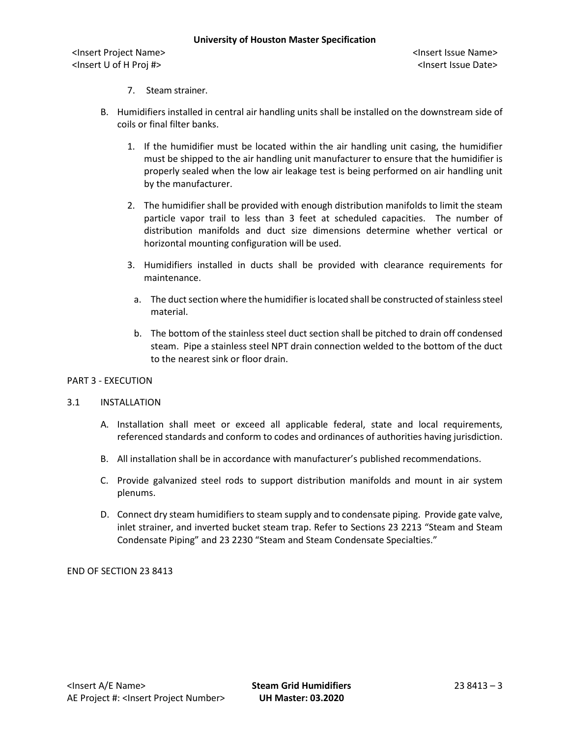7. Steam strainer.

B. Humidifiers installed in central air handling units shall be installed on the downstream side of coils or final filter banks.

1. If the humidifier must be located within the air handling unit casing, the humidifier must be shipped to the air handling unit manufacturer to ensure that the humidifier is properly sealed when the low air leakage test is being performed on air handling unit by the manufacturer.

2. The humidifier shall be provided with enough distribution manifolds to limit the steam particle vapor trail to less than 3 feet at scheduled capacities. The number of distribution manifolds and duct size dimensions determine whether vertical or horizontal mounting configuration will be used.

3. Humidifiers installed in ducts shall be provided with clearance requirements for maintenance.

   a. The duct section where the humidifier is located shall be constructed of stainless steel material.

   b. The bottom of the stainless steel duct section shall be pitched to drain off condensed steam. Pipe a stainless steel NPT drain connection welded to the bottom of the duct to the nearest sink or floor drain.

## PART 3 - EXECUTION

### 3.1 INSTALLATION

A. Installation shall meet or exceed all applicable federal, state and local requirements, referenced standards and conform to codes and ordinances of authorities having jurisdiction.

B. All installation shall be in accordance with manufacturer's published recommendations.

C. Provide galvanized steel rods to support distribution manifolds and mount in air system plenums.

D. Connect dry steam humidifiers to steam supply and to condensate piping. Provide gate valve, inlet strainer, and inverted bucket steam trap. Refer to Sections 23 2213 "Steam and Steam Condensate Piping" and 23 2230 "Steam and Steam Condensate Specialties."

END OF SECTION 23 8413